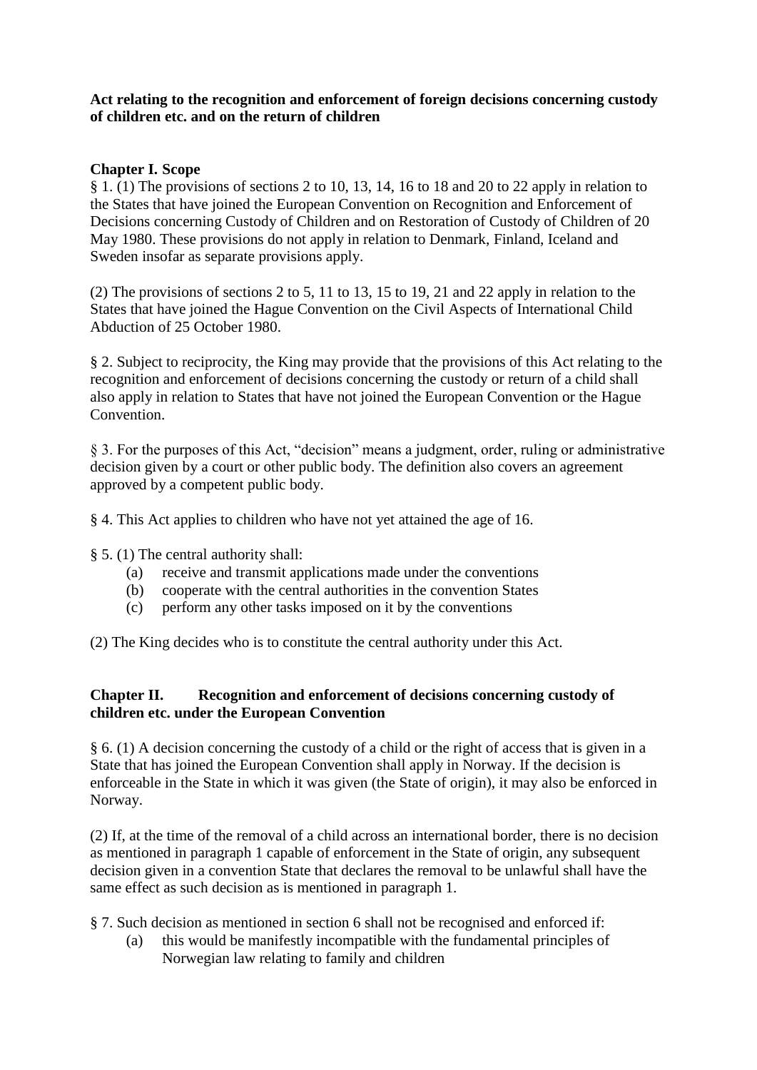**Act relating to the recognition and enforcement of foreign decisions concerning custody of children etc. and on the return of children**

**Chapter I. Scope**

§ 1. (1) The provisions of sections 2 to 10, 13, 14, 16 to 18 and 20 to 22 apply in relation to the States that have joined the European Convention on Recognition and Enforcement of Decisions concerning Custody of Children and on Restoration of Custody of Children of 20 May 1980. These provisions do not apply in relation to Denmark, Finland, Iceland and Sweden insofar as separate provisions apply.

(2) The provisions of sections 2 to 5, 11 to 13, 15 to 19, 21 and 22 apply in relation to the States that have joined the Hague Convention on the Civil Aspects of International Child Abduction of 25 October 1980.

§ 2. Subject to reciprocity, the King may provide that the provisions of this Act relating to the recognition and enforcement of decisions concerning the custody or return of a child shall also apply in relation to States that have not joined the European Convention or the Hague Convention.

§ 3. For the purposes of this Act, "decision" means a judgment, order, ruling or administrative decision given by a court or other public body. The definition also covers an agreement approved by a competent public body.

§ 4. This Act applies to children who have not yet attained the age of 16.

§ 5. (1) The central authority shall:

(a) receive and transmit applications made under the conventions
(b) cooperate with the central authorities in the convention States
(c) perform any other tasks imposed on it by the conventions

(2) The King decides who is to constitute the central authority under this Act.

**Chapter II. Recognition and enforcement of decisions concerning custody of children etc. under the European Convention**

§ 6. (1) A decision concerning the custody of a child or the right of access that is given in a State that has joined the European Convention shall apply in Norway. If the decision is enforceable in the State in which it was given (the State of origin), it may also be enforced in Norway.

(2) If, at the time of the removal of a child across an international border, there is no decision as mentioned in paragraph 1 capable of enforcement in the State of origin, any subsequent decision given in a convention State that declares the removal to be unlawful shall have the same effect as such decision as is mentioned in paragraph 1.

§ 7. Such decision as mentioned in section 6 shall not be recognised and enforced if:

(a) this would be manifestly incompatible with the fundamental principles of Norwegian law relating to family and children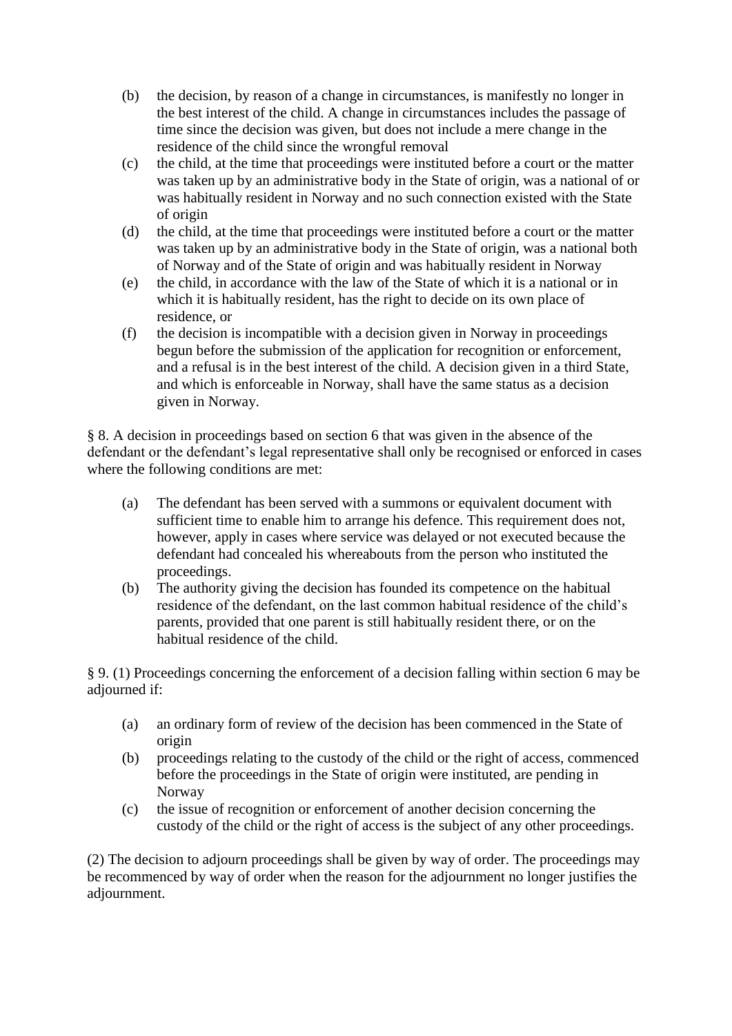(b) the decision, by reason of a change in circumstances, is manifestly no longer in the best interest of the child. A change in circumstances includes the passage of time since the decision was given, but does not include a mere change in the residence of the child since the wrongful removal

(c) the child, at the time that proceedings were instituted before a court or the matter was taken up by an administrative body in the State of origin, was a national of or was habitually resident in Norway and no such connection existed with the State of origin

(d) the child, at the time that proceedings were instituted before a court or the matter was taken up by an administrative body in the State of origin, was a national both of Norway and of the State of origin and was habitually resident in Norway

(e) the child, in accordance with the law of the State of which it is a national or in which it is habitually resident, has the right to decide on its own place of residence, or

(f) the decision is incompatible with a decision given in Norway in proceedings begun before the submission of the application for recognition or enforcement, and a refusal is in the best interest of the child. A decision given in a third State, and which is enforceable in Norway, shall have the same status as a decision given in Norway.

§ 8. A decision in proceedings based on section 6 that was given in the absence of the defendant or the defendant's legal representative shall only be recognised or enforced in cases where the following conditions are met:

(a) The defendant has been served with a summons or equivalent document with sufficient time to enable him to arrange his defence. This requirement does not, however, apply in cases where service was delayed or not executed because the defendant had concealed his whereabouts from the person who instituted the proceedings.

(b) The authority giving the decision has founded its competence on the habitual residence of the defendant, on the last common habitual residence of the child's parents, provided that one parent is still habitually resident there, or on the habitual residence of the child.

§ 9. (1) Proceedings concerning the enforcement of a decision falling within section 6 may be adjourned if:

(a) an ordinary form of review of the decision has been commenced in the State of origin

(b) proceedings relating to the custody of the child or the right of access, commenced before the proceedings in the State of origin were instituted, are pending in Norway

(c) the issue of recognition or enforcement of another decision concerning the custody of the child or the right of access is the subject of any other proceedings.

(2) The decision to adjourn proceedings shall be given by way of order. The proceedings may be recommenced by way of order when the reason for the adjournment no longer justifies the adjournment.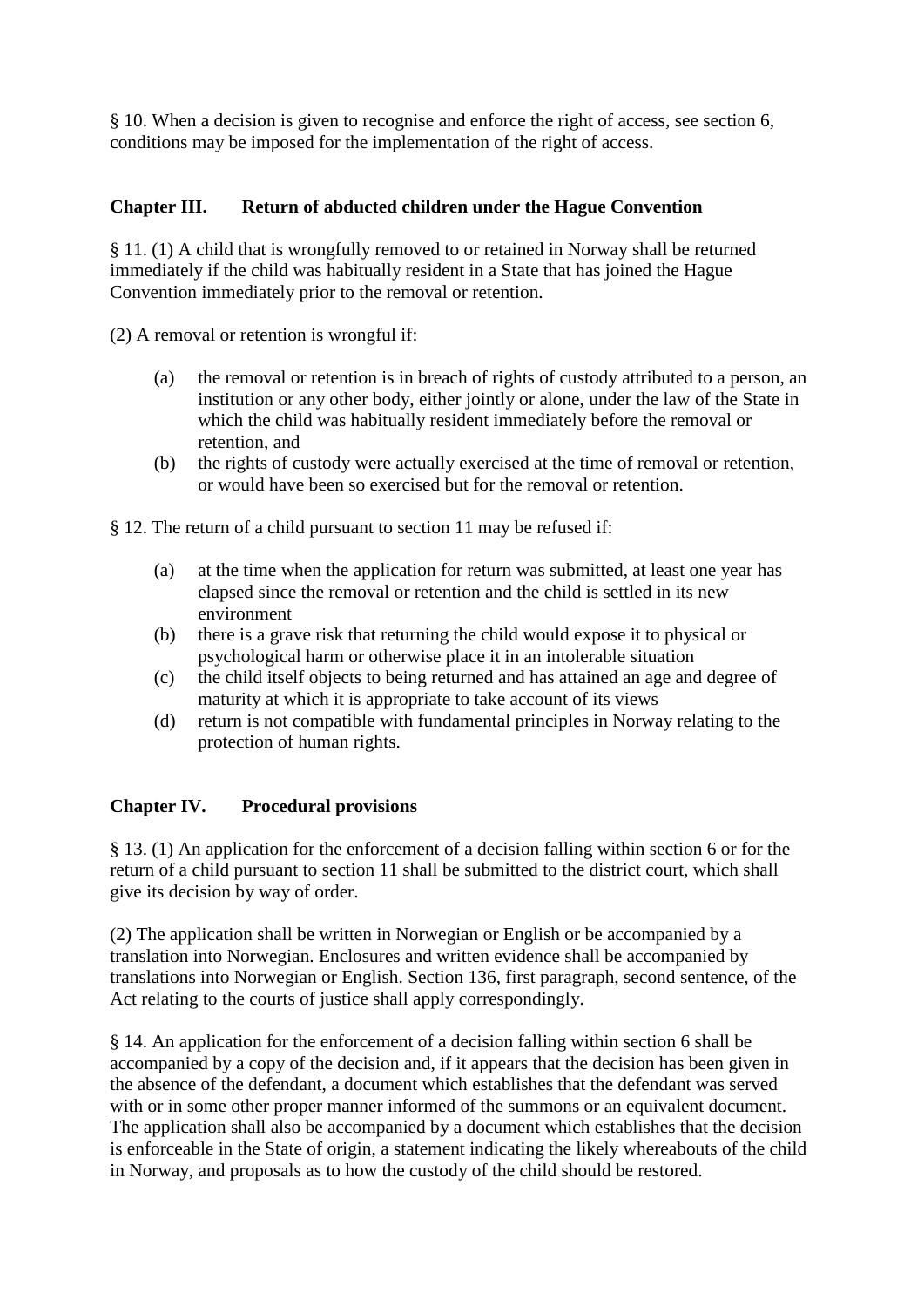§ 10. When a decision is given to recognise and enforce the right of access, see section 6, conditions may be imposed for the implementation of the right of access.

## Chapter III. Return of abducted children under the Hague Convention

§ 11. (1) A child that is wrongfully removed to or retained in Norway shall be returned immediately if the child was habitually resident in a State that has joined the Hague Convention immediately prior to the removal or retention.

(2) A removal or retention is wrongful if:

(a) the removal or retention is in breach of rights of custody attributed to a person, an institution or any other body, either jointly or alone, under the law of the State in which the child was habitually resident immediately before the removal or retention, and

(b) the rights of custody were actually exercised at the time of removal or retention, or would have been so exercised but for the removal or retention.

§ 12. The return of a child pursuant to section 11 may be refused if:

(a) at the time when the application for return was submitted, at least one year has elapsed since the removal or retention and the child is settled in its new environment

(b) there is a grave risk that returning the child would expose it to physical or psychological harm or otherwise place it in an intolerable situation

(c) the child itself objects to being returned and has attained an age and degree of maturity at which it is appropriate to take account of its views

(d) return is not compatible with fundamental principles in Norway relating to the protection of human rights.

## Chapter IV. Procedural provisions

§ 13. (1) An application for the enforcement of a decision falling within section 6 or for the return of a child pursuant to section 11 shall be submitted to the district court, which shall give its decision by way of order.

(2) The application shall be written in Norwegian or English or be accompanied by a translation into Norwegian. Enclosures and written evidence shall be accompanied by translations into Norwegian or English. Section 136, first paragraph, second sentence, of the Act relating to the courts of justice shall apply correspondingly.

§ 14. An application for the enforcement of a decision falling within section 6 shall be accompanied by a copy of the decision and, if it appears that the decision has been given in the absence of the defendant, a document which establishes that the defendant was served with or in some other proper manner informed of the summons or an equivalent document. The application shall also be accompanied by a document which establishes that the decision is enforceable in the State of origin, a statement indicating the likely whereabouts of the child in Norway, and proposals as to how the custody of the child should be restored.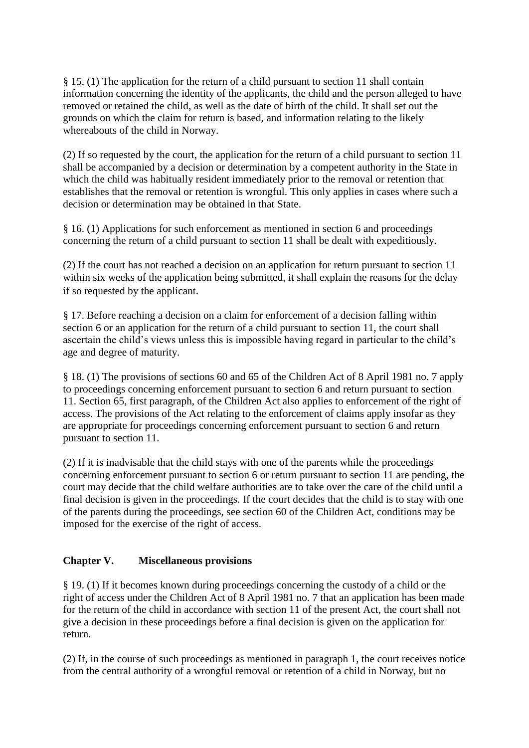§ 15. (1) The application for the return of a child pursuant to section 11 shall contain information concerning the identity of the applicants, the child and the person alleged to have removed or retained the child, as well as the date of birth of the child. It shall set out the grounds on which the claim for return is based, and information relating to the likely whereabouts of the child in Norway.

(2) If so requested by the court, the application for the return of a child pursuant to section 11 shall be accompanied by a decision or determination by a competent authority in the State in which the child was habitually resident immediately prior to the removal or retention that establishes that the removal or retention is wrongful. This only applies in cases where such a decision or determination may be obtained in that State.

§ 16. (1) Applications for such enforcement as mentioned in section 6 and proceedings concerning the return of a child pursuant to section 11 shall be dealt with expeditiously.

(2) If the court has not reached a decision on an application for return pursuant to section 11 within six weeks of the application being submitted, it shall explain the reasons for the delay if so requested by the applicant.

§ 17. Before reaching a decision on a claim for enforcement of a decision falling within section 6 or an application for the return of a child pursuant to section 11, the court shall ascertain the child's views unless this is impossible having regard in particular to the child's age and degree of maturity.

§ 18. (1) The provisions of sections 60 and 65 of the Children Act of 8 April 1981 no. 7 apply to proceedings concerning enforcement pursuant to section 6 and return pursuant to section 11. Section 65, first paragraph, of the Children Act also applies to enforcement of the right of access. The provisions of the Act relating to the enforcement of claims apply insofar as they are appropriate for proceedings concerning enforcement pursuant to section 6 and return pursuant to section 11.

(2) If it is inadvisable that the child stays with one of the parents while the proceedings concerning enforcement pursuant to section 6 or return pursuant to section 11 are pending, the court may decide that the child welfare authorities are to take over the care of the child until a final decision is given in the proceedings. If the court decides that the child is to stay with one of the parents during the proceedings, see section 60 of the Children Act, conditions may be imposed for the exercise of the right of access.

## Chapter V. Miscellaneous provisions

§ 19. (1) If it becomes known during proceedings concerning the custody of a child or the right of access under the Children Act of 8 April 1981 no. 7 that an application has been made for the return of the child in accordance with section 11 of the present Act, the court shall not give a decision in these proceedings before a final decision is given on the application for return.

(2) If, in the course of such proceedings as mentioned in paragraph 1, the court receives notice from the central authority of a wrongful removal or retention of a child in Norway, but no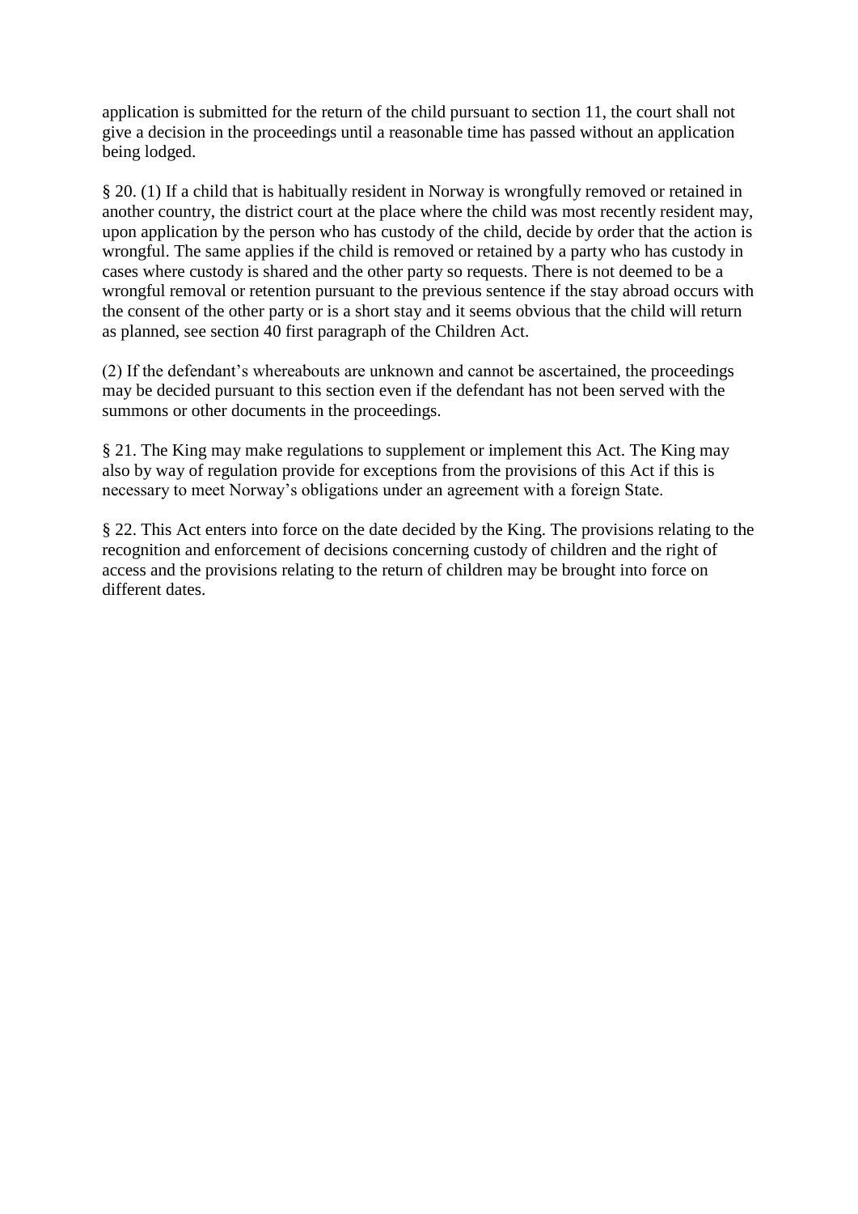application is submitted for the return of the child pursuant to section 11, the court shall not give a decision in the proceedings until a reasonable time has passed without an application being lodged.

§ 20. (1) If a child that is habitually resident in Norway is wrongfully removed or retained in another country, the district court at the place where the child was most recently resident may, upon application by the person who has custody of the child, decide by order that the action is wrongful. The same applies if the child is removed or retained by a party who has custody in cases where custody is shared and the other party so requests. There is not deemed to be a wrongful removal or retention pursuant to the previous sentence if the stay abroad occurs with the consent of the other party or is a short stay and it seems obvious that the child will return as planned, see section 40 first paragraph of the Children Act.

(2) If the defendant's whereabouts are unknown and cannot be ascertained, the proceedings may be decided pursuant to this section even if the defendant has not been served with the summons or other documents in the proceedings.

§ 21. The King may make regulations to supplement or implement this Act. The King may also by way of regulation provide for exceptions from the provisions of this Act if this is necessary to meet Norway's obligations under an agreement with a foreign State.

§ 22. This Act enters into force on the date decided by the King. The provisions relating to the recognition and enforcement of decisions concerning custody of children and the right of access and the provisions relating to the return of children may be brought into force on different dates.